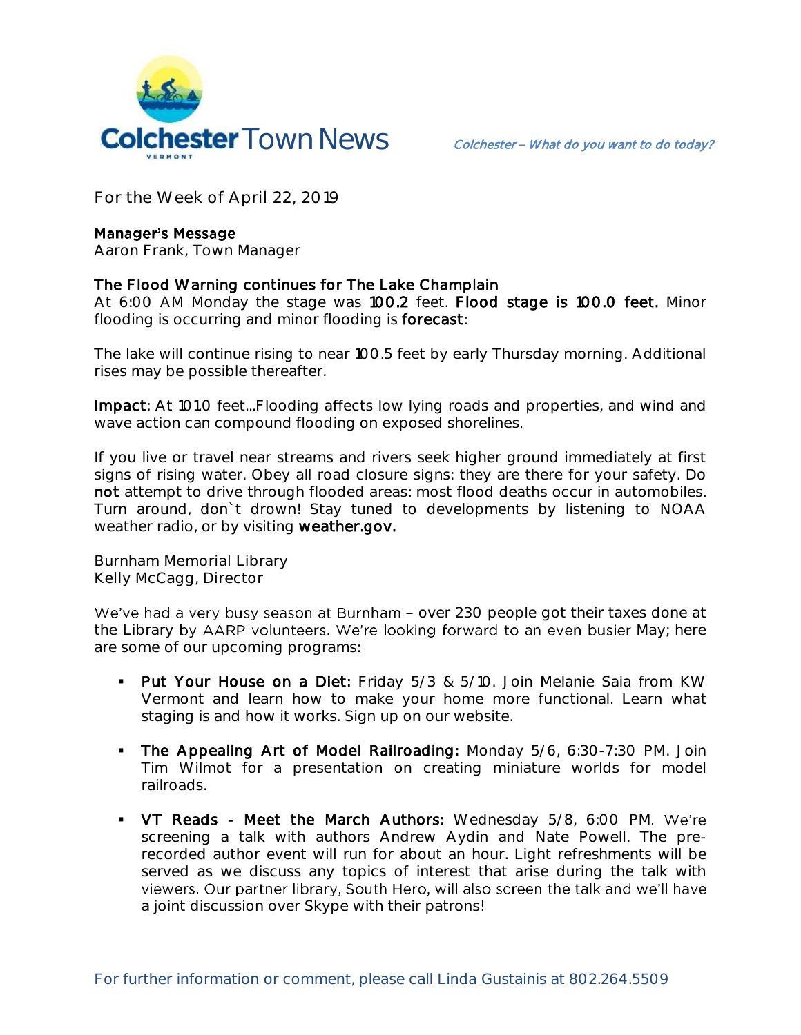Colchester Town News

*Colchester – What do you want to do today?*

For the Week of April 22, 2019

**Manager's Message**
Aaron Frank, Town Manager

**The Flood Warning continues for The Lake Champlain**
At 6:00 AM Monday the stage was **100.2** feet. **Flood stage is 100.0 feet.** Minor flooding is occurring and minor flooding is **forecast**:

The lake will continue rising to near 100.5 feet by early Thursday morning. Additional rises may be possible thereafter.

**Impact**: At 101.0 feet...Flooding affects low lying roads and properties, and wind and wave action can compound flooding on exposed shorelines.

If you live or travel near streams and rivers seek higher ground immediately at first signs of rising water. Obey all road closure signs: they are there for your safety. Do **not** attempt to drive through flooded areas: most flood deaths occur in automobiles. Turn around, don`t drown! Stay tuned to developments by listening to NOAA weather radio, or by visiting **weather.gov.**

Burnham Memorial Library
Kelly McCagg, Director

We've had a very busy season at Burnham – over 230 people got their taxes done at the Library by AARP volunteers. We're looking forward to an even busier May; here are some of our upcoming programs:

- **Put Your House on a Diet:** Friday 5/3 & 5/10. Join Melanie Saia from KW Vermont and learn how to make your home more functional. Learn what staging is and how it works. Sign up on our website.

- **The Appealing Art of Model Railroading:** Monday 5/6, 6:30-7:30 PM. Join Tim Wilmot for a presentation on creating miniature worlds for model railroads.

- **VT Reads - Meet the March Authors:** Wednesday 5/8, 6:00 PM. We're screening a talk with authors Andrew Aydin and Nate Powell. The pre-recorded author event will run for about an hour. Light refreshments will be served as we discuss any topics of interest that arise during the talk with viewers. Our partner library, South Hero, will also screen the talk and we'll have a joint discussion over Skype with their patrons!

For further information or comment, please call Linda Gustainis at 802.264.5509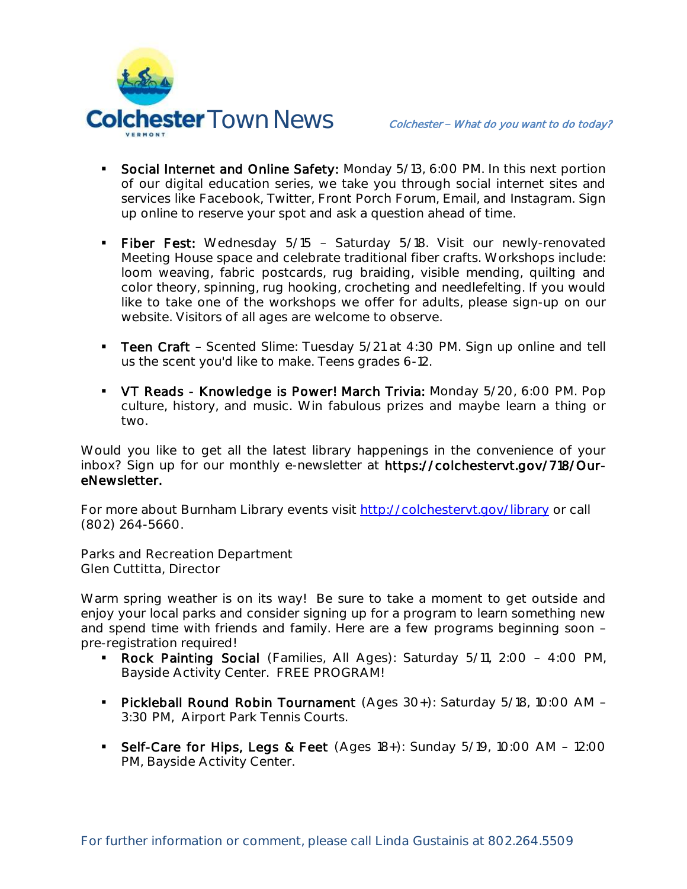- **Social Internet and Online Safety:** Monday 5/13, 6:00 PM. In this next portion of our digital education series, we take you through social internet sites and services like Facebook, Twitter, Front Porch Forum, Email, and Instagram. Sign up online to reserve your spot and ask a question ahead of time.

- **Fiber Fest:** Wednesday 5/15 – Saturday 5/18. Visit our newly-renovated Meeting House space and celebrate traditional fiber crafts. Workshops include: loom weaving, fabric postcards, rug braiding, visible mending, quilting and color theory, spinning, rug hooking, crocheting and needlefelting. If you would like to take one of the workshops we offer for adults, please sign-up on our website. Visitors of all ages are welcome to observe.

- **Teen Craft** – Scented Slime: Tuesday 5/21 at 4:30 PM. Sign up online and tell us the scent you'd like to make. Teens grades 6-12.

- **VT Reads - Knowledge is Power! March Trivia:** Monday 5/20, 6:00 PM. Pop culture, history, and music. Win fabulous prizes and maybe learn a thing or two.

Would you like to get all the latest library happenings in the convenience of your inbox? Sign up for our monthly e-newsletter at **https://colchestervt.gov/718/Our-eNewsletter.**

For more about Burnham Library events visit [http://colchestervt.gov/library](http://colchestervt.gov/library) or call (802) 264-5660.

Parks and Recreation Department
Glen Cuttitta, Director

Warm spring weather is on its way! Be sure to take a moment to get outside and enjoy your local parks and consider signing up for a program to learn something new and spend time with friends and family. Here are a few programs beginning soon – pre-registration required!

- **Rock Painting Social** (Families, All Ages): Saturday 5/11, 2:00 – 4:00 PM, Bayside Activity Center. FREE PROGRAM!

- **Pickleball Round Robin Tournament** (Ages 30+): Saturday 5/18, 10:00 AM – 3:30 PM, Airport Park Tennis Courts.

- **Self-Care for Hips, Legs & Feet** (Ages 18+): Sunday 5/19, 10:00 AM – 12:00 PM, Bayside Activity Center.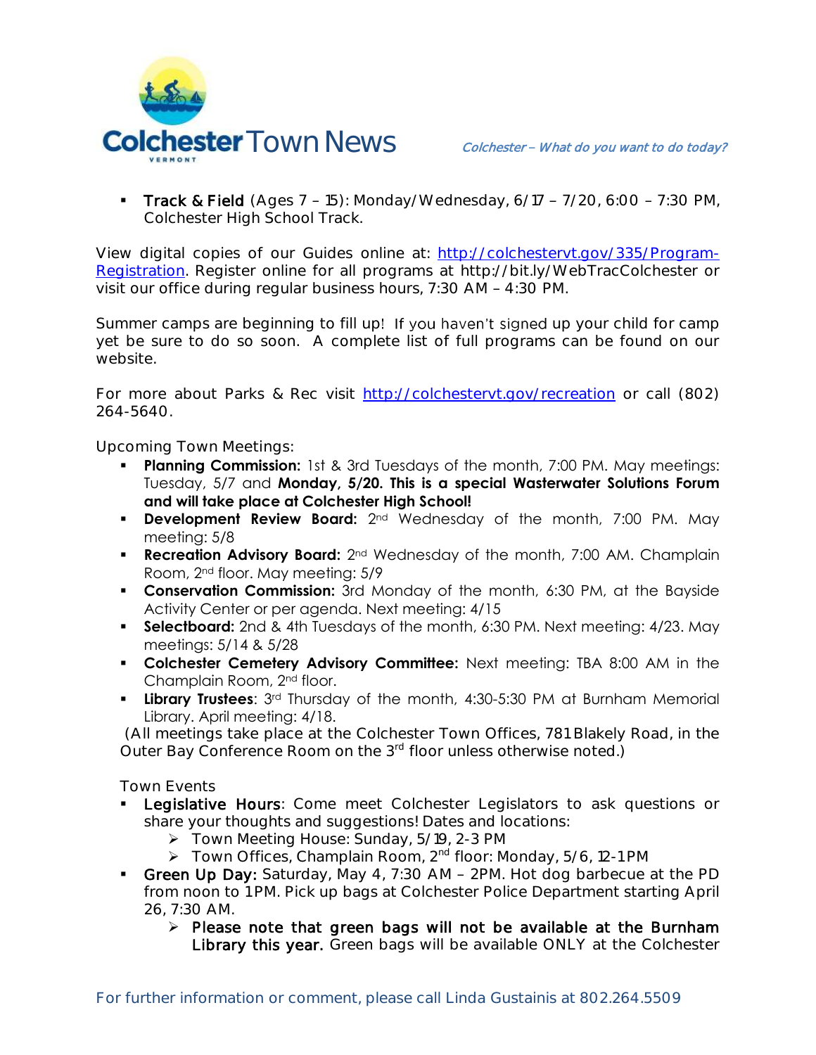- **Track & Field** (Ages 7 – 15): Monday/Wednesday, 6/17 – 7/20, 6:00 – 7:30 PM, Colchester High School Track.

View digital copies of our Guides online at: http://colchestervt.gov/335/Program-Registration. Register online for all programs at http://bit.ly/WebTracColchester or visit our office during regular business hours, 7:30 AM – 4:30 PM.

Summer camps are beginning to fill up! If you haven't signed up your child for camp yet be sure to do so soon. A complete list of full programs can be found on our website.

For more about Parks & Rec visit http://colchestervt.gov/recreation or call (802) 264-5640.

Upcoming Town Meetings:

- **Planning Commission:** 1st & 3rd Tuesdays of the month, 7:00 PM. May meetings: Tuesday, 5/7 and **Monday, 5/20. This is a special Wasterwater Solutions Forum and will take place at Colchester High School!**
- **Development Review Board:** 2nd Wednesday of the month, 7:00 PM. May meeting: 5/8
- **Recreation Advisory Board:** 2nd Wednesday of the month, 7:00 AM. Champlain Room, 2nd floor. May meeting: 5/9
- **Conservation Commission:** 3rd Monday of the month, 6:30 PM, at the Bayside Activity Center or per agenda. Next meeting: 4/15
- **Selectboard:** 2nd & 4th Tuesdays of the month, 6:30 PM. Next meeting: 4/23. May meetings: 5/14 & 5/28
- **Colchester Cemetery Advisory Committee:** Next meeting: TBA 8:00 AM in the Champlain Room, 2nd floor.
- **Library Trustees**: 3rd Thursday of the month, 4:30-5:30 PM at Burnham Memorial Library. April meeting: 4/18.

(All meetings take place at the Colchester Town Offices, 781 Blakely Road, in the Outer Bay Conference Room on the 3rd floor unless otherwise noted.)

Town Events

- **Legislative Hours**: Come meet Colchester Legislators to ask questions or share your thoughts and suggestions! Dates and locations:
  - Town Meeting House: Sunday, 5/19, 2-3 PM
  - Town Offices, Champlain Room, 2nd floor: Monday, 5/6, 12-1 PM
- **Green Up Day:** Saturday, May 4, 7:30 AM – 2PM. Hot dog barbecue at the PD from noon to 1 PM. Pick up bags at Colchester Police Department starting April 26, 7:30 AM.
  - **Please note that green bags will not be available at the Burnham Library this year.** Green bags will be available ONLY at the Colchester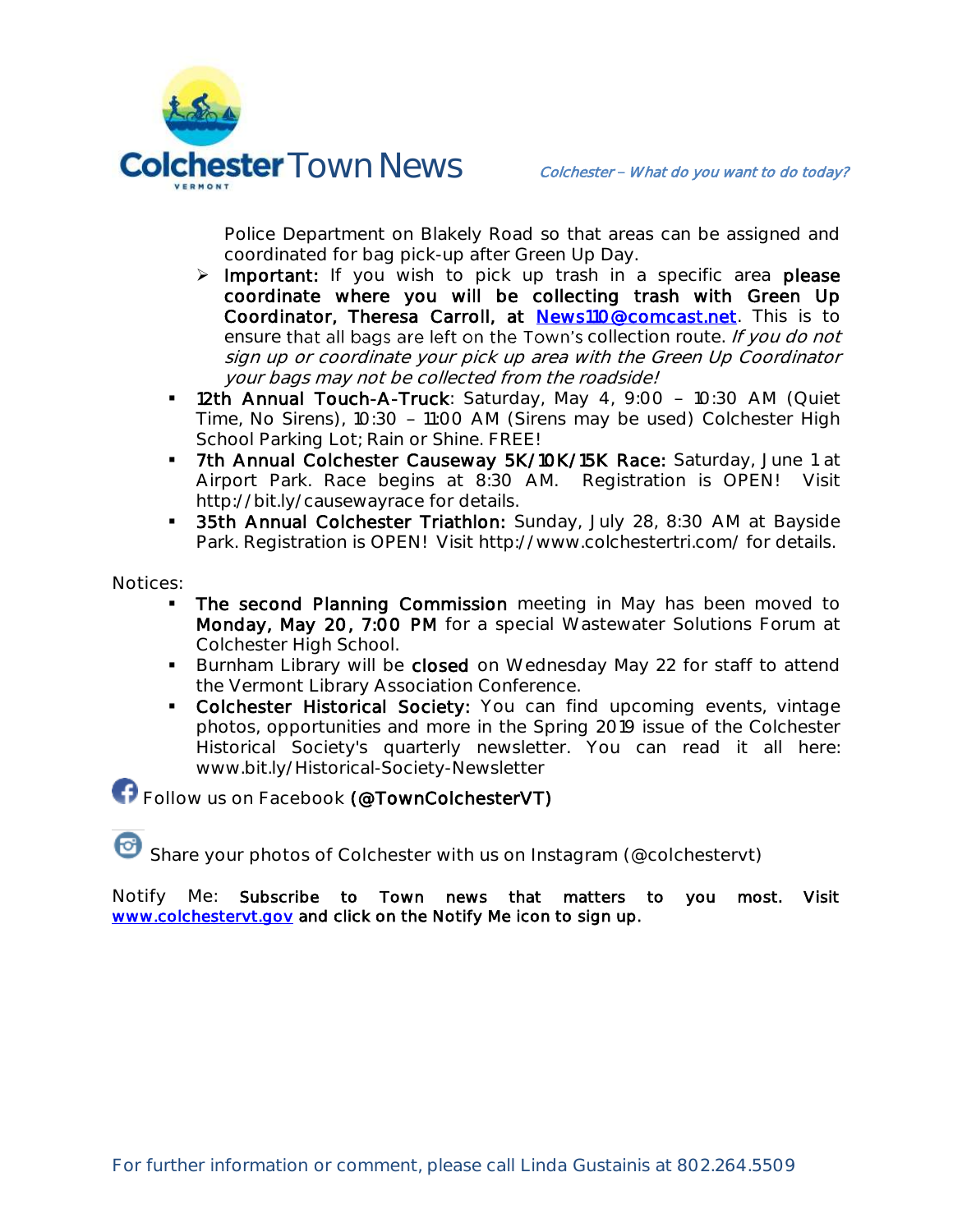Police Department on Blakely Road so that areas can be assigned and coordinated for bag pick-up after Green Up Day.

- **Important:** If you wish to pick up trash in a specific area **please coordinate where you will be collecting trash with Green Up Coordinator, Theresa Carroll, at News110@comcast.net**. This is to ensure that all bags are left on the Town's collection route. *If you do not sign up or coordinate your pick up area with the Green Up Coordinator your bags may not be collected from the roadside!*

- **12th Annual Touch-A-Truck**: Saturday, May 4, 9:00 – 10:30 AM (Quiet Time, No Sirens), 10:30 – 11:00 AM (Sirens may be used) Colchester High School Parking Lot; Rain or Shine. FREE!
- **7th Annual Colchester Causeway 5K/10K/15K Race:** Saturday, June 1 at Airport Park. Race begins at 8:30 AM. Registration is OPEN! Visit http://bit.ly/causewayrace for details.
- **35th Annual Colchester Triathlon:** Sunday, July 28, 8:30 AM at Bayside Park. Registration is OPEN! Visit http://www.colchestertri.com/ for details.

Notices:

- **The second Planning Commission** meeting in May has been moved to **Monday, May 20, 7:00 PM** for a special Wastewater Solutions Forum at Colchester High School.
- Burnham Library will be **closed** on Wednesday May 22 for staff to attend the Vermont Library Association Conference.
- **Colchester Historical Society:** You can find upcoming events, vintage photos, opportunities and more in the Spring 2019 issue of the Colchester Historical Society's quarterly newsletter. You can read it all here: www.bit.ly/Historical-Society-Newsletter

Follow us on Facebook **(@TownColchesterVT)**

Share your photos of Colchester with us on Instagram (@colchestervt)

Notify Me: **Subscribe to Town news that matters to you most. Visit www.colchestervt.gov and click on the Notify Me icon to sign up.**